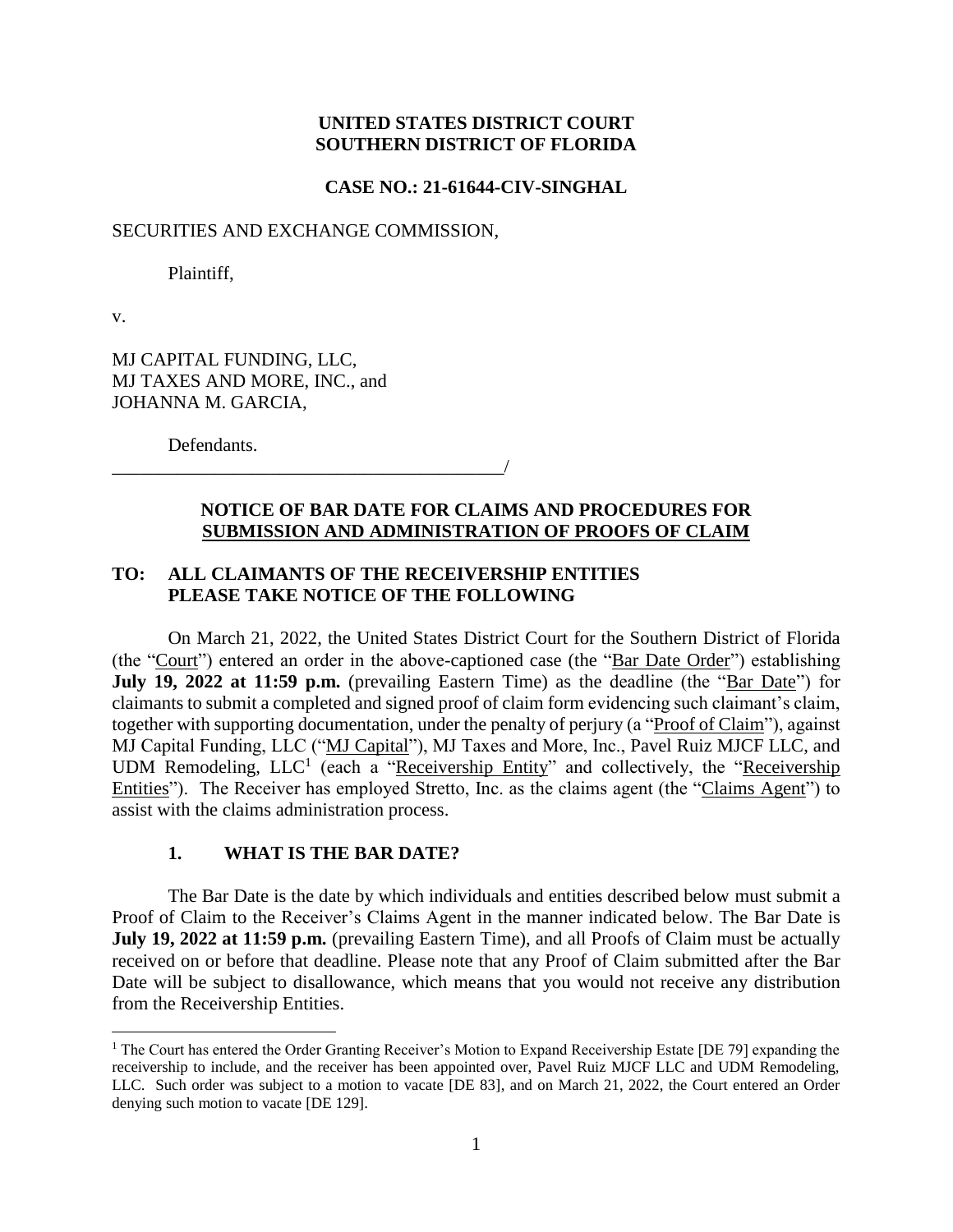**UNITED STATES DISTRICT COURT**
**SOUTHERN DISTRICT OF FLORIDA**

**CASE NO.: 21-61644-CIV-SINGHAL**

SECURITIES AND EXCHANGE COMMISSION,

Plaintiff,

v.

MJ CAPITAL FUNDING, LLC,
MJ TAXES AND MORE, INC., and
JOHANNA M. GARCIA,

Defendants.
_____________________________________________/

## NOTICE OF BAR DATE FOR CLAIMS AND PROCEDURES FOR SUBMISSION AND ADMINISTRATION OF PROOFS OF CLAIM

**TO: ALL CLAIMANTS OF THE RECEIVERSHIP ENTITIES**
**PLEASE TAKE NOTICE OF THE FOLLOWING**

On March 21, 2022, the United States District Court for the Southern District of Florida (the "Court") entered an order in the above-captioned case (the "Bar Date Order") establishing **July 19, 2022 at 11:59 p.m.** (prevailing Eastern Time) as the deadline (the "Bar Date") for claimants to submit a completed and signed proof of claim form evidencing such claimant's claim, together with supporting documentation, under the penalty of perjury (a "Proof of Claim"), against MJ Capital Funding, LLC ("MJ Capital"), MJ Taxes and More, Inc., Pavel Ruiz MJCF LLC, and UDM Remodeling, LLC[1] (each a "Receivership Entity" and collectively, the "Receivership Entities"). The Receiver has employed Stretto, Inc. as the claims agent (the "Claims Agent") to assist with the claims administration process.

### 1. WHAT IS THE BAR DATE?

The Bar Date is the date by which individuals and entities described below must submit a Proof of Claim to the Receiver's Claims Agent in the manner indicated below. The Bar Date is **July 19, 2022 at 11:59 p.m.** (prevailing Eastern Time), and all Proofs of Claim must be actually received on or before that deadline. Please note that any Proof of Claim submitted after the Bar Date will be subject to disallowance, which means that you would not receive any distribution from the Receivership Entities.

[1] The Court has entered the Order Granting Receiver's Motion to Expand Receivership Estate [DE 79] expanding the receivership to include, and the receiver has been appointed over, Pavel Ruiz MJCF LLC and UDM Remodeling, LLC. Such order was subject to a motion to vacate [DE 83], and on March 21, 2022, the Court entered an Order denying such motion to vacate [DE 129].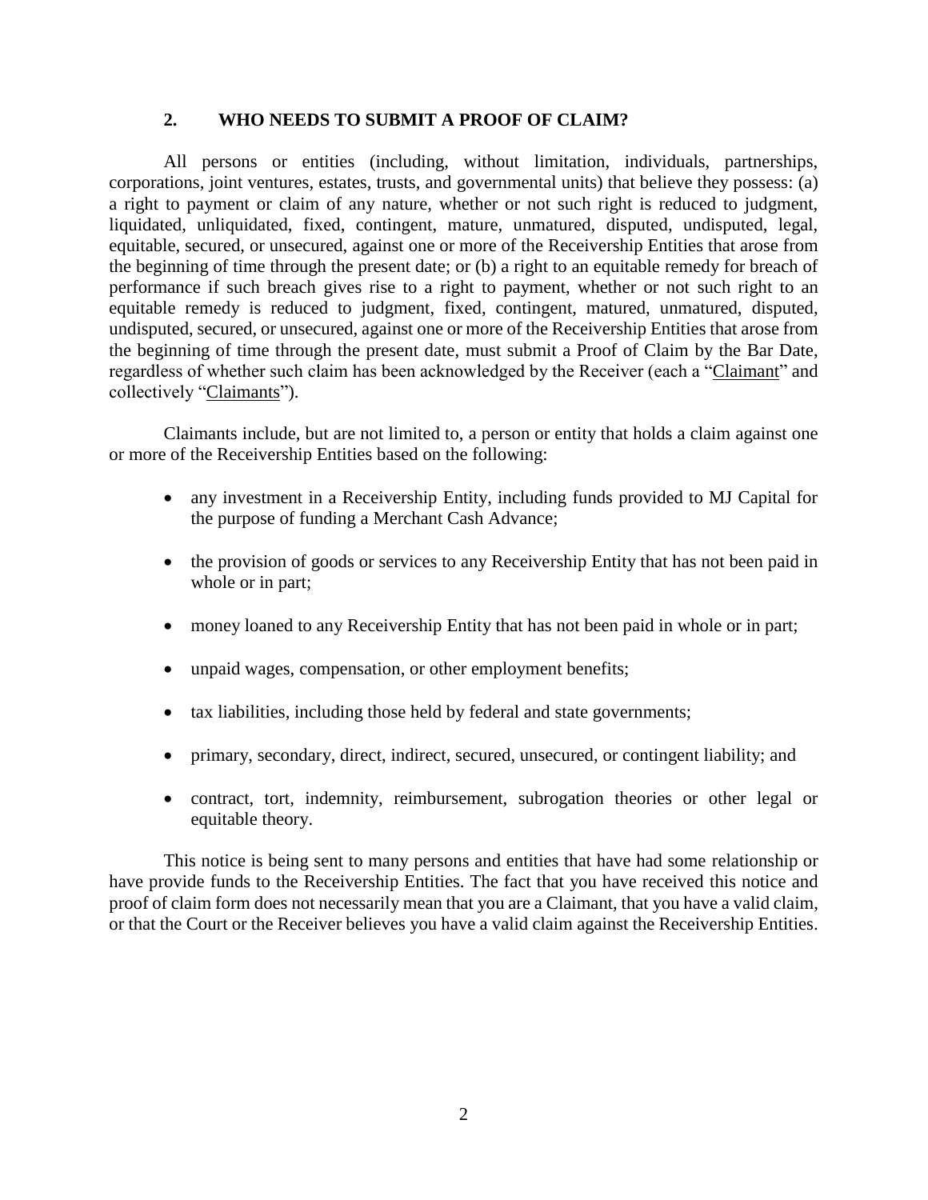## 2. WHO NEEDS TO SUBMIT A PROOF OF CLAIM?

All persons or entities (including, without limitation, individuals, partnerships, corporations, joint ventures, estates, trusts, and governmental units) that believe they possess: (a) a right to payment or claim of any nature, whether or not such right is reduced to judgment, liquidated, unliquidated, fixed, contingent, mature, unmatured, disputed, undisputed, legal, equitable, secured, or unsecured, against one or more of the Receivership Entities that arose from the beginning of time through the present date; or (b) a right to an equitable remedy for breach of performance if such breach gives rise to a right to payment, whether or not such right to an equitable remedy is reduced to judgment, fixed, contingent, matured, unmatured, disputed, undisputed, secured, or unsecured, against one or more of the Receivership Entities that arose from the beginning of time through the present date, must submit a Proof of Claim by the Bar Date, regardless of whether such claim has been acknowledged by the Receiver (each a "Claimant" and collectively "Claimants").

Claimants include, but are not limited to, a person or entity that holds a claim against one or more of the Receivership Entities based on the following:

- any investment in a Receivership Entity, including funds provided to MJ Capital for the purpose of funding a Merchant Cash Advance;
- the provision of goods or services to any Receivership Entity that has not been paid in whole or in part;
- money loaned to any Receivership Entity that has not been paid in whole or in part;
- unpaid wages, compensation, or other employment benefits;
- tax liabilities, including those held by federal and state governments;
- primary, secondary, direct, indirect, secured, unsecured, or contingent liability; and
- contract, tort, indemnity, reimbursement, subrogation theories or other legal or equitable theory.

This notice is being sent to many persons and entities that have had some relationship or have provide funds to the Receivership Entities. The fact that you have received this notice and proof of claim form does not necessarily mean that you are a Claimant, that you have a valid claim, or that the Court or the Receiver believes you have a valid claim against the Receivership Entities.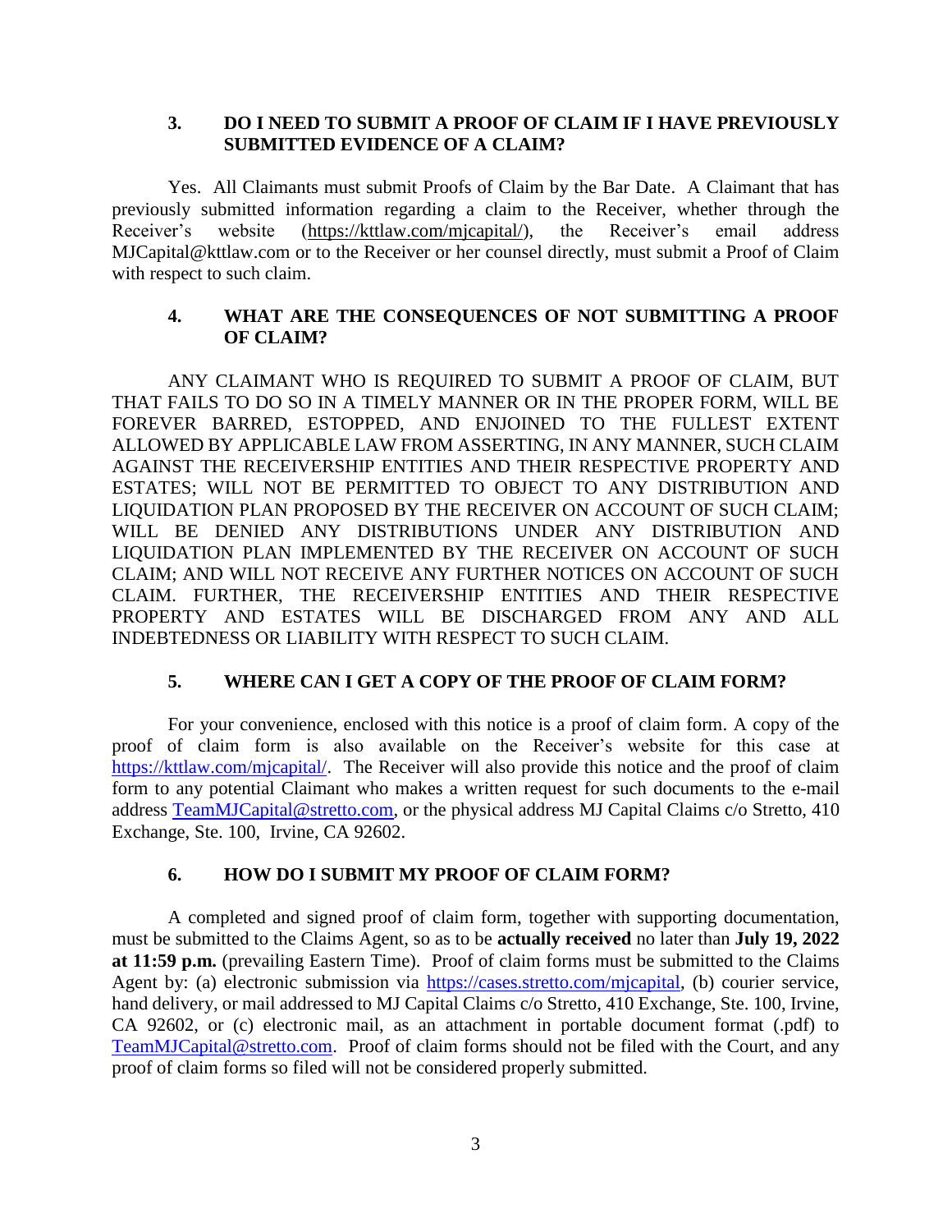### 3. DO I NEED TO SUBMIT A PROOF OF CLAIM IF I HAVE PREVIOUSLY SUBMITTED EVIDENCE OF A CLAIM?

Yes. All Claimants must submit Proofs of Claim by the Bar Date. A Claimant that has previously submitted information regarding a claim to the Receiver, whether through the Receiver's website (https://kttlaw.com/mjcapital/), the Receiver's email address MJCapital@kttlaw.com or to the Receiver or her counsel directly, must submit a Proof of Claim with respect to such claim.

### 4. WHAT ARE THE CONSEQUENCES OF NOT SUBMITTING A PROOF OF CLAIM?

ANY CLAIMANT WHO IS REQUIRED TO SUBMIT A PROOF OF CLAIM, BUT THAT FAILS TO DO SO IN A TIMELY MANNER OR IN THE PROPER FORM, WILL BE FOREVER BARRED, ESTOPPED, AND ENJOINED TO THE FULLEST EXTENT ALLOWED BY APPLICABLE LAW FROM ASSERTING, IN ANY MANNER, SUCH CLAIM AGAINST THE RECEIVERSHIP ENTITIES AND THEIR RESPECTIVE PROPERTY AND ESTATES; WILL NOT BE PERMITTED TO OBJECT TO ANY DISTRIBUTION AND LIQUIDATION PLAN PROPOSED BY THE RECEIVER ON ACCOUNT OF SUCH CLAIM; WILL BE DENIED ANY DISTRIBUTIONS UNDER ANY DISTRIBUTION AND LIQUIDATION PLAN IMPLEMENTED BY THE RECEIVER ON ACCOUNT OF SUCH CLAIM; AND WILL NOT RECEIVE ANY FURTHER NOTICES ON ACCOUNT OF SUCH CLAIM. FURTHER, THE RECEIVERSHIP ENTITIES AND THEIR RESPECTIVE PROPERTY AND ESTATES WILL BE DISCHARGED FROM ANY AND ALL INDEBTEDNESS OR LIABILITY WITH RESPECT TO SUCH CLAIM.

### 5. WHERE CAN I GET A COPY OF THE PROOF OF CLAIM FORM?

For your convenience, enclosed with this notice is a proof of claim form. A copy of the proof of claim form is also available on the Receiver's website for this case at https://kttlaw.com/mjcapital/. The Receiver will also provide this notice and the proof of claim form to any potential Claimant who makes a written request for such documents to the e-mail address TeamMJCapital@stretto.com, or the physical address MJ Capital Claims c/o Stretto, 410 Exchange, Ste. 100, Irvine, CA 92602.

### 6. HOW DO I SUBMIT MY PROOF OF CLAIM FORM?

A completed and signed proof of claim form, together with supporting documentation, must be submitted to the Claims Agent, so as to be **actually received** no later than **July 19, 2022 at 11:59 p.m.** (prevailing Eastern Time). Proof of claim forms must be submitted to the Claims Agent by: (a) electronic submission via https://cases.stretto.com/mjcapital, (b) courier service, hand delivery, or mail addressed to MJ Capital Claims c/o Stretto, 410 Exchange, Ste. 100, Irvine, CA 92602, or (c) electronic mail, as an attachment in portable document format (.pdf) to TeamMJCapital@stretto.com. Proof of claim forms should not be filed with the Court, and any proof of claim forms so filed will not be considered properly submitted.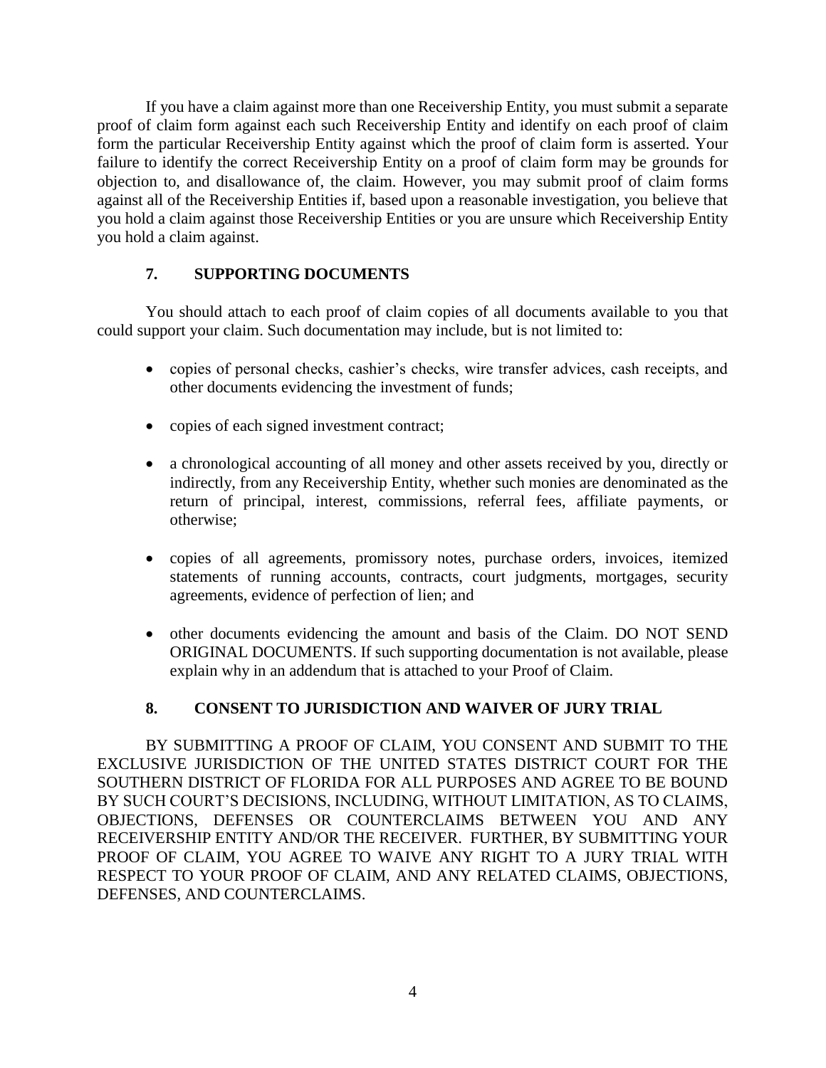If you have a claim against more than one Receivership Entity, you must submit a separate proof of claim form against each such Receivership Entity and identify on each proof of claim form the particular Receivership Entity against which the proof of claim form is asserted. Your failure to identify the correct Receivership Entity on a proof of claim form may be grounds for objection to, and disallowance of, the claim. However, you may submit proof of claim forms against all of the Receivership Entities if, based upon a reasonable investigation, you believe that you hold a claim against those Receivership Entities or you are unsure which Receivership Entity you hold a claim against.

## 7. SUPPORTING DOCUMENTS

You should attach to each proof of claim copies of all documents available to you that could support your claim. Such documentation may include, but is not limited to:

- copies of personal checks, cashier's checks, wire transfer advices, cash receipts, and other documents evidencing the investment of funds;
- copies of each signed investment contract;
- a chronological accounting of all money and other assets received by you, directly or indirectly, from any Receivership Entity, whether such monies are denominated as the return of principal, interest, commissions, referral fees, affiliate payments, or otherwise;
- copies of all agreements, promissory notes, purchase orders, invoices, itemized statements of running accounts, contracts, court judgments, mortgages, security agreements, evidence of perfection of lien; and
- other documents evidencing the amount and basis of the Claim. DO NOT SEND ORIGINAL DOCUMENTS. If such supporting documentation is not available, please explain why in an addendum that is attached to your Proof of Claim.

## 8. CONSENT TO JURISDICTION AND WAIVER OF JURY TRIAL

BY SUBMITTING A PROOF OF CLAIM, YOU CONSENT AND SUBMIT TO THE EXCLUSIVE JURISDICTION OF THE UNITED STATES DISTRICT COURT FOR THE SOUTHERN DISTRICT OF FLORIDA FOR ALL PURPOSES AND AGREE TO BE BOUND BY SUCH COURT'S DECISIONS, INCLUDING, WITHOUT LIMITATION, AS TO CLAIMS, OBJECTIONS, DEFENSES OR COUNTERCLAIMS BETWEEN YOU AND ANY RECEIVERSHIP ENTITY AND/OR THE RECEIVER. FURTHER, BY SUBMITTING YOUR PROOF OF CLAIM, YOU AGREE TO WAIVE ANY RIGHT TO A JURY TRIAL WITH RESPECT TO YOUR PROOF OF CLAIM, AND ANY RELATED CLAIMS, OBJECTIONS, DEFENSES, AND COUNTERCLAIMS.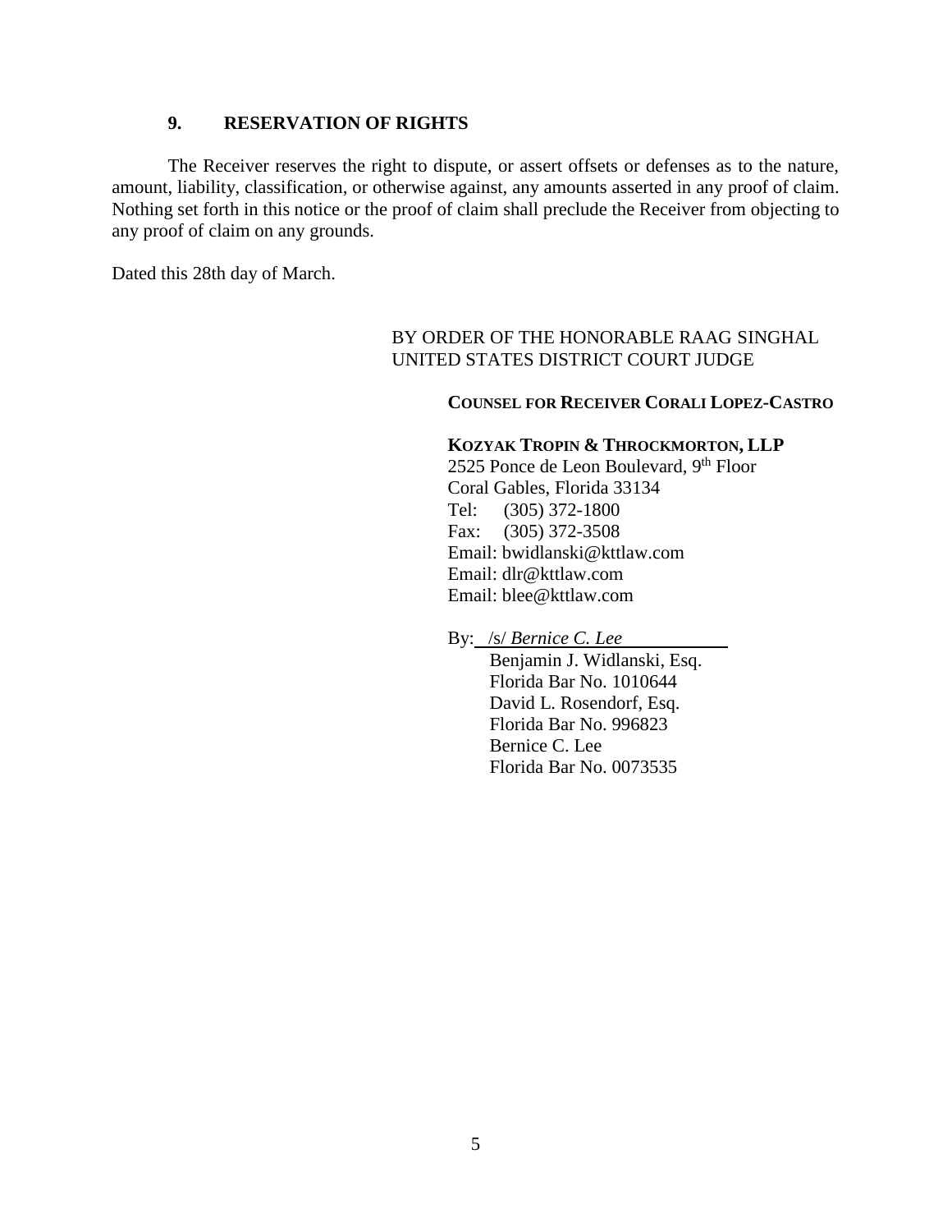## 9. RESERVATION OF RIGHTS

The Receiver reserves the right to dispute, or assert offsets or defenses as to the nature, amount, liability, classification, or otherwise against, any amounts asserted in any proof of claim. Nothing set forth in this notice or the proof of claim shall preclude the Receiver from objecting to any proof of claim on any grounds.

Dated this 28th day of March.

BY ORDER OF THE HONORABLE RAAG SINGHAL
UNITED STATES DISTRICT COURT JUDGE

**COUNSEL FOR RECEIVER CORALI LOPEZ-CASTRO**

**KOZYAK TROPIN & THROCKMORTON, LLP**
2525 Ponce de Leon Boulevard, 9th Floor
Coral Gables, Florida 33134
Tel: (305) 372-1800
Fax: (305) 372-3508
Email: bwidlanski@kttlaw.com
Email: dlr@kttlaw.com
Email: blee@kttlaw.com

By: /s/ *Bernice C. Lee*
Benjamin J. Widlanski, Esq.
Florida Bar No. 1010644
David L. Rosendorf, Esq.
Florida Bar No. 996823
Bernice C. Lee
Florida Bar No. 0073535